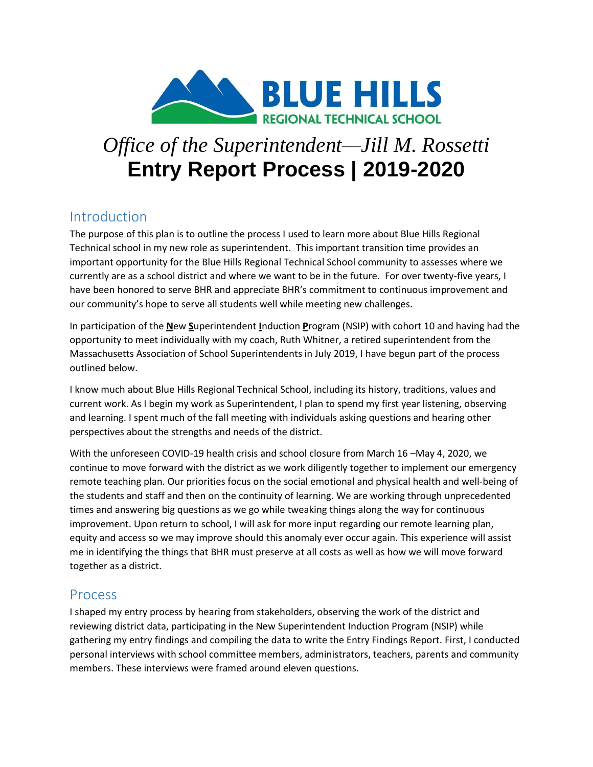BLUE HILLS
REGIONAL TECHNICAL SCHOOL

# *Office of the Superintendent—Jill M. Rossetti*
# **Entry Report Process | 2019-2020**

## Introduction

The purpose of this plan is to outline the process I used to learn more about Blue Hills Regional Technical school in my new role as superintendent. This important transition time provides an important opportunity for the Blue Hills Regional Technical School community to assesses where we currently are as a school district and where we want to be in the future. For over twenty-five years, I have been honored to serve BHR and appreciate BHR's commitment to continuous improvement and our community's hope to serve all students well while meeting new challenges.

In participation of the **N**ew **S**uperintendent **I**nduction **P**rogram (NSIP) with cohort 10 and having had the opportunity to meet individually with my coach, Ruth Whitner, a retired superintendent from the Massachusetts Association of School Superintendents in July 2019, I have begun part of the process outlined below.

I know much about Blue Hills Regional Technical School, including its history, traditions, values and current work. As I begin my work as Superintendent, I plan to spend my first year listening, observing and learning. I spent much of the fall meeting with individuals asking questions and hearing other perspectives about the strengths and needs of the district.

With the unforeseen COVID-19 health crisis and school closure from March 16 –May 4, 2020, we continue to move forward with the district as we work diligently together to implement our emergency remote teaching plan. Our priorities focus on the social emotional and physical health and well-being of the students and staff and then on the continuity of learning. We are working through unprecedented times and answering big questions as we go while tweaking things along the way for continuous improvement. Upon return to school, I will ask for more input regarding our remote learning plan, equity and access so we may improve should this anomaly ever occur again. This experience will assist me in identifying the things that BHR must preserve at all costs as well as how we will move forward together as a district.

## Process

I shaped my entry process by hearing from stakeholders, observing the work of the district and reviewing district data, participating in the New Superintendent Induction Program (NSIP) while gathering my entry findings and compiling the data to write the Entry Findings Report. First, I conducted personal interviews with school committee members, administrators, teachers, parents and community members. These interviews were framed around eleven questions.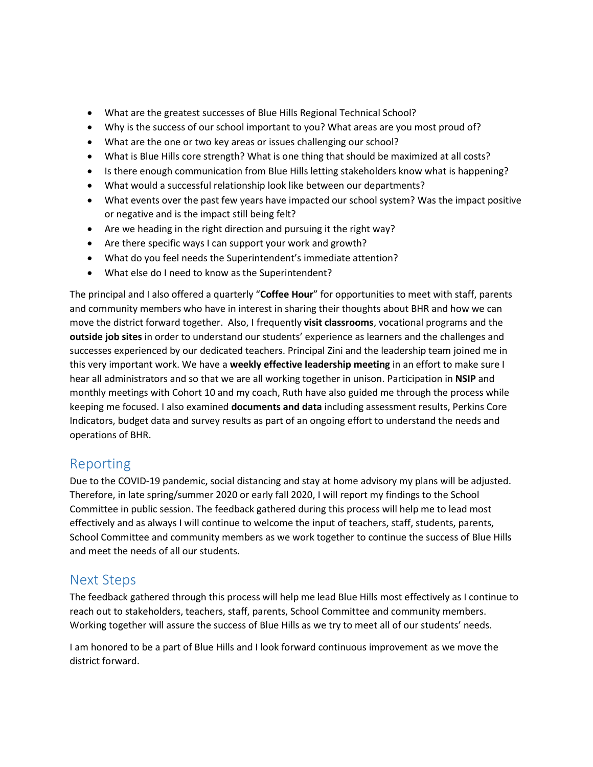- What are the greatest successes of Blue Hills Regional Technical School?
- Why is the success of our school important to you? What areas are you most proud of?
- What are the one or two key areas or issues challenging our school?
- What is Blue Hills core strength? What is one thing that should be maximized at all costs?
- Is there enough communication from Blue Hills letting stakeholders know what is happening?
- What would a successful relationship look like between our departments?
- What events over the past few years have impacted our school system? Was the impact positive or negative and is the impact still being felt?
- Are we heading in the right direction and pursuing it the right way?
- Are there specific ways I can support your work and growth?
- What do you feel needs the Superintendent's immediate attention?
- What else do I need to know as the Superintendent?

The principal and I also offered a quarterly "**Coffee Hour**" for opportunities to meet with staff, parents and community members who have in interest in sharing their thoughts about BHR and how we can move the district forward together. Also, I frequently **visit classrooms**, vocational programs and the **outside job sites** in order to understand our students' experience as learners and the challenges and successes experienced by our dedicated teachers. Principal Zini and the leadership team joined me in this very important work. We have a **weekly effective leadership meeting** in an effort to make sure I hear all administrators and so that we are all working together in unison. Participation in **NSIP** and monthly meetings with Cohort 10 and my coach, Ruth have also guided me through the process while keeping me focused. I also examined **documents and data** including assessment results, Perkins Core Indicators, budget data and survey results as part of an ongoing effort to understand the needs and operations of BHR.

## Reporting

Due to the COVID-19 pandemic, social distancing and stay at home advisory my plans will be adjusted. Therefore, in late spring/summer 2020 or early fall 2020, I will report my findings to the School Committee in public session. The feedback gathered during this process will help me to lead most effectively and as always I will continue to welcome the input of teachers, staff, students, parents, School Committee and community members as we work together to continue the success of Blue Hills and meet the needs of all our students.

## Next Steps

The feedback gathered through this process will help me lead Blue Hills most effectively as I continue to reach out to stakeholders, teachers, staff, parents, School Committee and community members. Working together will assure the success of Blue Hills as we try to meet all of our students' needs.

I am honored to be a part of Blue Hills and I look forward continuous improvement as we move the district forward.